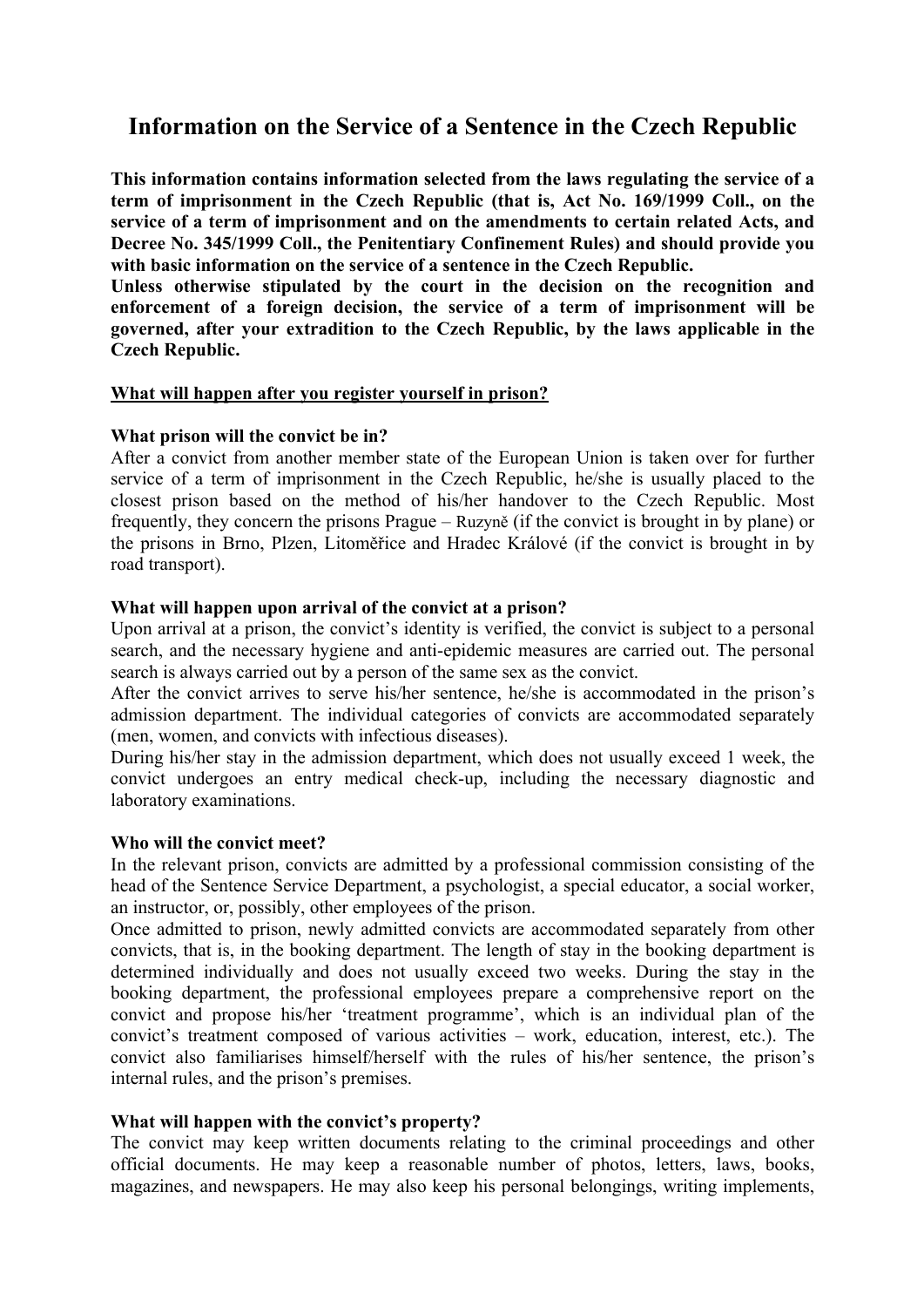# Information on the Service of a Sentence in the Czech Republic

**This information contains information selected from the laws regulating the service of a term of imprisonment in the Czech Republic (that is, Act No. 169/1999 Coll., on the service of a term of imprisonment and on the amendments to certain related Acts, and Decree No. 345/1999 Coll., the Penitentiary Confinement Rules) and should provide you with basic information on the service of a sentence in the Czech Republic.**
**Unless otherwise stipulated by the court in the decision on the recognition and enforcement of a foreign decision, the service of a term of imprisonment will be governed, after your extradition to the Czech Republic, by the laws applicable in the Czech Republic.**

## What will happen after you register yourself in prison?

**What prison will the convict be in?**
After a convict from another member state of the European Union is taken over for further service of a term of imprisonment in the Czech Republic, he/she is usually placed to the closest prison based on the method of his/her handover to the Czech Republic. Most frequently, they concern the prisons Prague – Ruzyně (if the convict is brought in by plane) or the prisons in Brno, Plzen, Litoměřice and Hradec Králové (if the convict is brought in by road transport).

**What will happen upon arrival of the convict at a prison?**
Upon arrival at a prison, the convict's identity is verified, the convict is subject to a personal search, and the necessary hygiene and anti-epidemic measures are carried out. The personal search is always carried out by a person of the same sex as the convict.
After the convict arrives to serve his/her sentence, he/she is accommodated in the prison's admission department. The individual categories of convicts are accommodated separately (men, women, and convicts with infectious diseases).
During his/her stay in the admission department, which does not usually exceed 1 week, the convict undergoes an entry medical check-up, including the necessary diagnostic and laboratory examinations.

**Who will the convict meet?**
In the relevant prison, convicts are admitted by a professional commission consisting of the head of the Sentence Service Department, a psychologist, a special educator, a social worker, an instructor, or, possibly, other employees of the prison.
Once admitted to prison, newly admitted convicts are accommodated separately from other convicts, that is, in the booking department. The length of stay in the booking department is determined individually and does not usually exceed two weeks. During the stay in the booking department, the professional employees prepare a comprehensive report on the convict and propose his/her 'treatment programme', which is an individual plan of the convict's treatment composed of various activities – work, education, interest, etc.). The convict also familiarises himself/herself with the rules of his/her sentence, the prison's internal rules, and the prison's premises.

**What will happen with the convict's property?**
The convict may keep written documents relating to the criminal proceedings and other official documents. He may keep a reasonable number of photos, letters, laws, books, magazines, and newspapers. He may also keep his personal belongings, writing implements,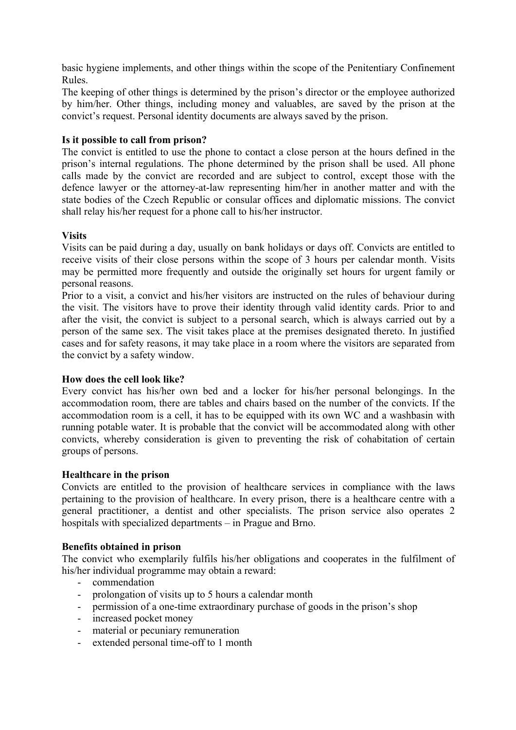basic hygiene implements, and other things within the scope of the Penitentiary Confinement Rules.

The keeping of other things is determined by the prison's director or the employee authorized by him/her. Other things, including money and valuables, are saved by the prison at the convict's request. Personal identity documents are always saved by the prison.

**Is it possible to call from prison?**

The convict is entitled to use the phone to contact a close person at the hours defined in the prison's internal regulations. The phone determined by the prison shall be used. All phone calls made by the convict are recorded and are subject to control, except those with the defence lawyer or the attorney-at-law representing him/her in another matter and with the state bodies of the Czech Republic or consular offices and diplomatic missions. The convict shall relay his/her request for a phone call to his/her instructor.

**Visits**

Visits can be paid during a day, usually on bank holidays or days off. Convicts are entitled to receive visits of their close persons within the scope of 3 hours per calendar month. Visits may be permitted more frequently and outside the originally set hours for urgent family or personal reasons.

Prior to a visit, a convict and his/her visitors are instructed on the rules of behaviour during the visit. The visitors have to prove their identity through valid identity cards. Prior to and after the visit, the convict is subject to a personal search, which is always carried out by a person of the same sex. The visit takes place at the premises designated thereto. In justified cases and for safety reasons, it may take place in a room where the visitors are separated from the convict by a safety window.

**How does the cell look like?**

Every convict has his/her own bed and a locker for his/her personal belongings. In the accommodation room, there are tables and chairs based on the number of the convicts. If the accommodation room is a cell, it has to be equipped with its own WC and a washbasin with running potable water. It is probable that the convict will be accommodated along with other convicts, whereby consideration is given to preventing the risk of cohabitation of certain groups of persons.

**Healthcare in the prison**

Convicts are entitled to the provision of healthcare services in compliance with the laws pertaining to the provision of healthcare. In every prison, there is a healthcare centre with a general practitioner, a dentist and other specialists. The prison service also operates 2 hospitals with specialized departments – in Prague and Brno.

**Benefits obtained in prison**

The convict who exemplarily fulfils his/her obligations and cooperates in the fulfilment of his/her individual programme may obtain a reward:

- commendation
- prolongation of visits up to 5 hours a calendar month
- permission of a one-time extraordinary purchase of goods in the prison's shop
- increased pocket money
- material or pecuniary remuneration
- extended personal time-off to 1 month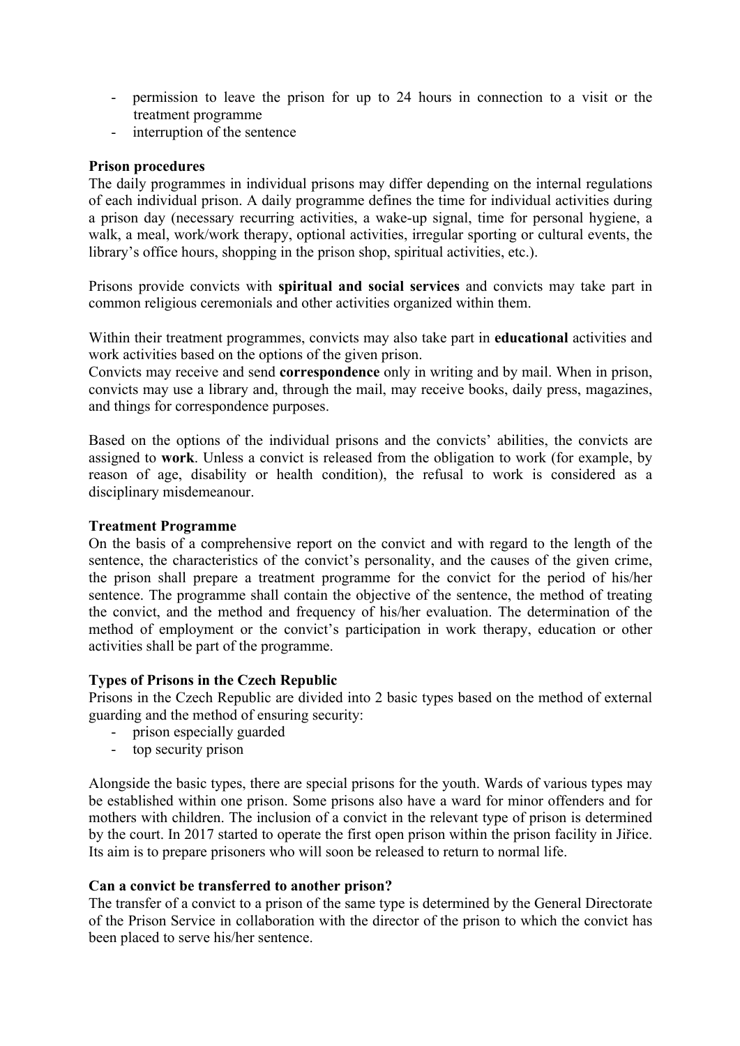- permission to leave the prison for up to 24 hours in connection to a visit or the treatment programme
- interruption of the sentence

**Prison procedures**

The daily programmes in individual prisons may differ depending on the internal regulations of each individual prison. A daily programme defines the time for individual activities during a prison day (necessary recurring activities, a wake-up signal, time for personal hygiene, a walk, a meal, work/work therapy, optional activities, irregular sporting or cultural events, the library's office hours, shopping in the prison shop, spiritual activities, etc.).

Prisons provide convicts with **spiritual and social services** and convicts may take part in common religious ceremonials and other activities organized within them.

Within their treatment programmes, convicts may also take part in **educational** activities and work activities based on the options of the given prison.
Convicts may receive and send **correspondence** only in writing and by mail. When in prison, convicts may use a library and, through the mail, may receive books, daily press, magazines, and things for correspondence purposes.

Based on the options of the individual prisons and the convicts' abilities, the convicts are assigned to **work**. Unless a convict is released from the obligation to work (for example, by reason of age, disability or health condition), the refusal to work is considered as a disciplinary misdemeanour.

**Treatment Programme**

On the basis of a comprehensive report on the convict and with regard to the length of the sentence, the characteristics of the convict's personality, and the causes of the given crime, the prison shall prepare a treatment programme for the convict for the period of his/her sentence. The programme shall contain the objective of the sentence, the method of treating the convict, and the method and frequency of his/her evaluation. The determination of the method of employment or the convict's participation in work therapy, education or other activities shall be part of the programme.

**Types of Prisons in the Czech Republic**

Prisons in the Czech Republic are divided into 2 basic types based on the method of external guarding and the method of ensuring security:

- prison especially guarded
- top security prison

Alongside the basic types, there are special prisons for the youth. Wards of various types may be established within one prison. Some prisons also have a ward for minor offenders and for mothers with children. The inclusion of a convict in the relevant type of prison is determined by the court. In 2017 started to operate the first open prison within the prison facility in Jiřice. Its aim is to prepare prisoners who will soon be released to return to normal life.

**Can a convict be transferred to another prison?**

The transfer of a convict to a prison of the same type is determined by the General Directorate of the Prison Service in collaboration with the director of the prison to which the convict has been placed to serve his/her sentence.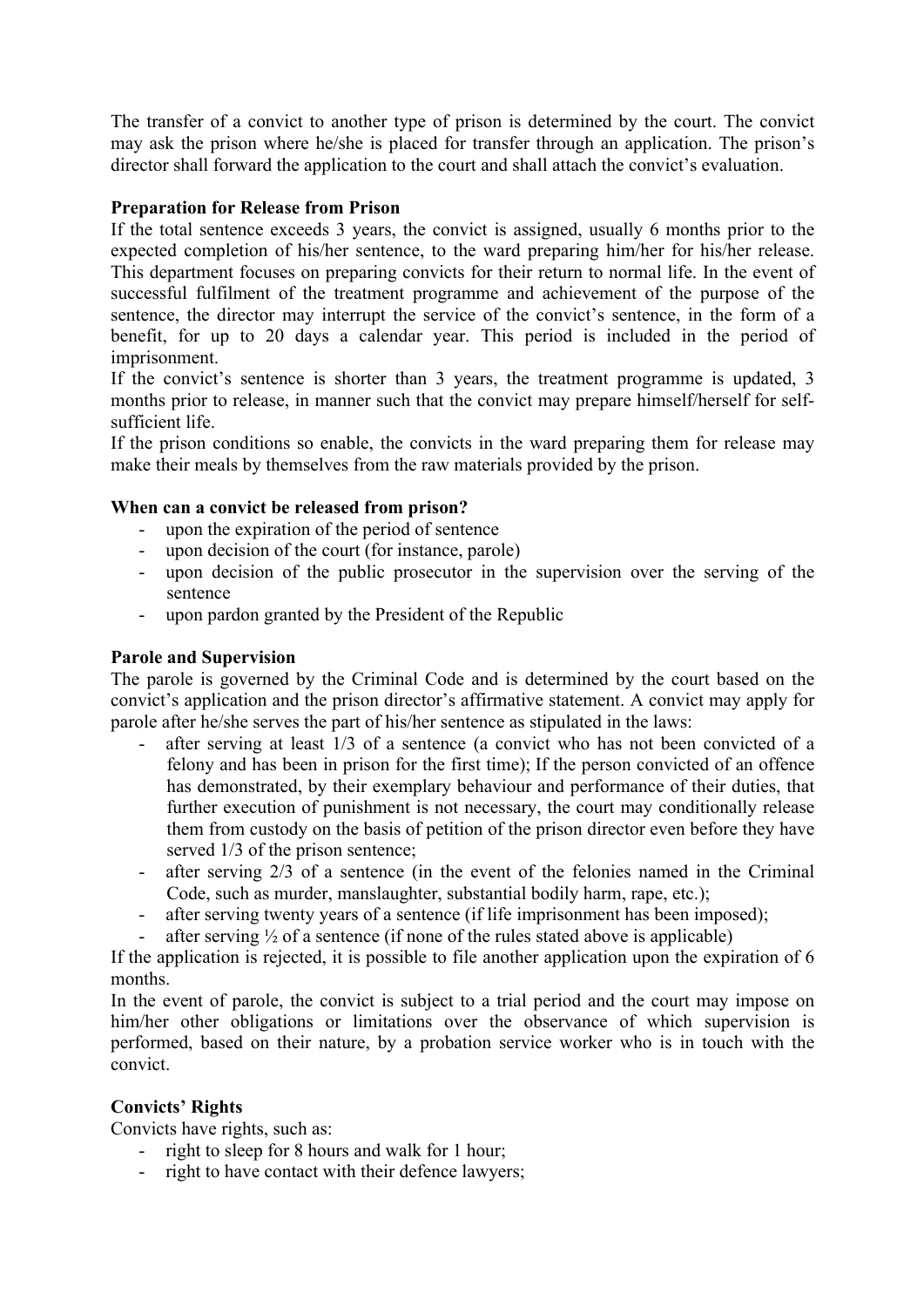The transfer of a convict to another type of prison is determined by the court. The convict may ask the prison where he/she is placed for transfer through an application. The prison's director shall forward the application to the court and shall attach the convict's evaluation.

**Preparation for Release from Prison**

If the total sentence exceeds 3 years, the convict is assigned, usually 6 months prior to the expected completion of his/her sentence, to the ward preparing him/her for his/her release. This department focuses on preparing convicts for their return to normal life. In the event of successful fulfilment of the treatment programme and achievement of the purpose of the sentence, the director may interrupt the service of the convict's sentence, in the form of a benefit, for up to 20 days a calendar year. This period is included in the period of imprisonment.

If the convict's sentence is shorter than 3 years, the treatment programme is updated, 3 months prior to release, in manner such that the convict may prepare himself/herself for self-sufficient life.

If the prison conditions so enable, the convicts in the ward preparing them for release may make their meals by themselves from the raw materials provided by the prison.

**When can a convict be released from prison?**

- upon the expiration of the period of sentence
- upon decision of the court (for instance, parole)
- upon decision of the public prosecutor in the supervision over the serving of the sentence
- upon pardon granted by the President of the Republic

**Parole and Supervision**

The parole is governed by the Criminal Code and is determined by the court based on the convict's application and the prison director's affirmative statement. A convict may apply for parole after he/she serves the part of his/her sentence as stipulated in the laws:

- after serving at least 1/3 of a sentence (a convict who has not been convicted of a felony and has been in prison for the first time); If the person convicted of an offence has demonstrated, by their exemplary behaviour and performance of their duties, that further execution of punishment is not necessary, the court may conditionally release them from custody on the basis of petition of the prison director even before they have served 1/3 of the prison sentence;
- after serving 2/3 of a sentence (in the event of the felonies named in the Criminal Code, such as murder, manslaughter, substantial bodily harm, rape, etc.);
- after serving twenty years of a sentence (if life imprisonment has been imposed);
- after serving ½ of a sentence (if none of the rules stated above is applicable)

If the application is rejected, it is possible to file another application upon the expiration of 6 months.

In the event of parole, the convict is subject to a trial period and the court may impose on him/her other obligations or limitations over the observance of which supervision is performed, based on their nature, by a probation service worker who is in touch with the convict.

**Convicts' Rights**

Convicts have rights, such as:

- right to sleep for 8 hours and walk for 1 hour;
- right to have contact with their defence lawyers;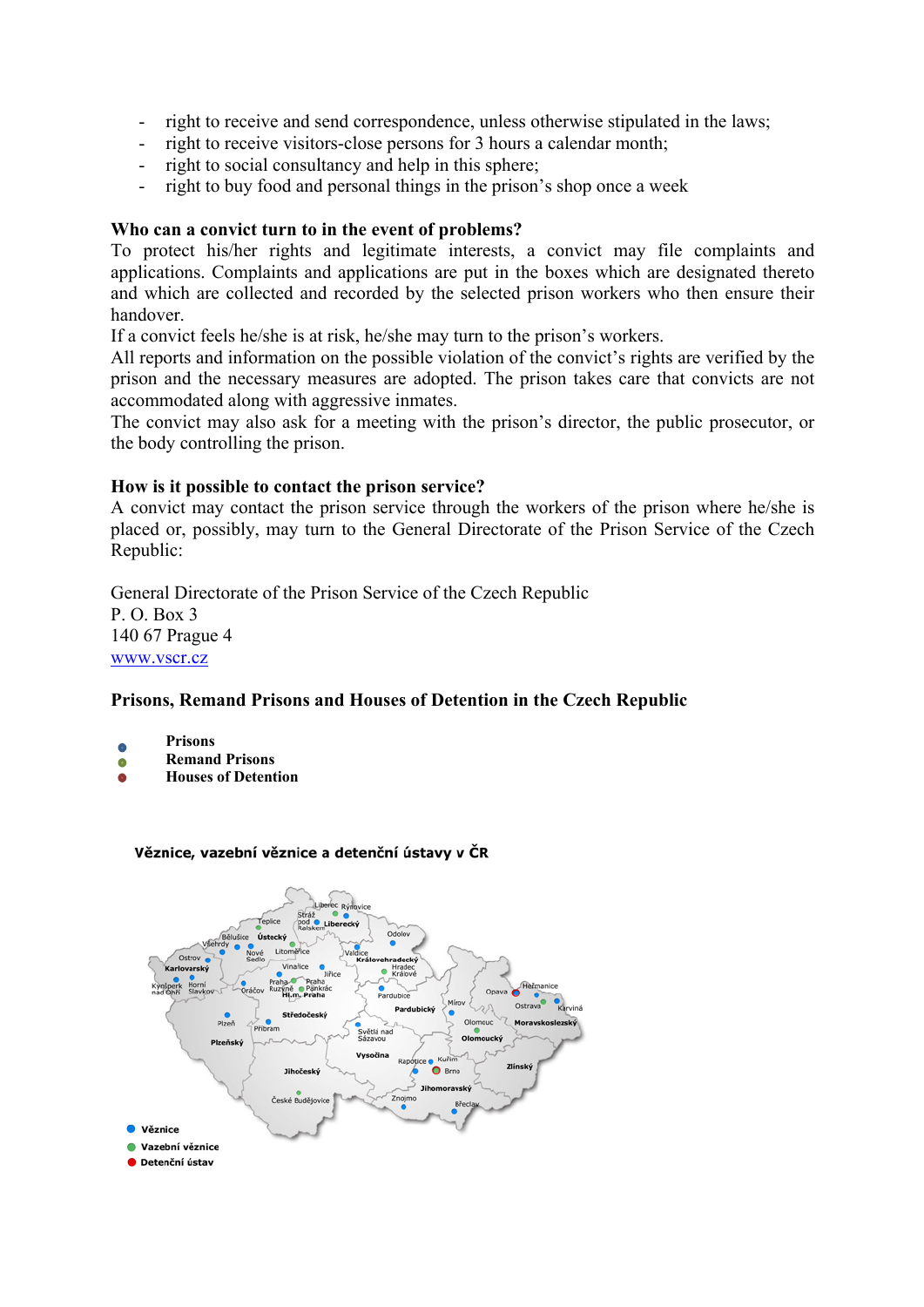- right to receive and send correspondence, unless otherwise stipulated in the laws;
- right to receive visitors-close persons for 3 hours a calendar month;
- right to social consultancy and help in this sphere;
- right to buy food and personal things in the prison's shop once a week

**Who can a convict turn to in the event of problems?**

To protect his/her rights and legitimate interests, a convict may file complaints and applications. Complaints and applications are put in the boxes which are designated thereto and which are collected and recorded by the selected prison workers who then ensure their handover.

If a convict feels he/she is at risk, he/she may turn to the prison's workers.

All reports and information on the possible violation of the convict's rights are verified by the prison and the necessary measures are adopted. The prison takes care that convicts are not accommodated along with aggressive inmates.

The convict may also ask for a meeting with the prison's director, the public prosecutor, or the body controlling the prison.

**How is it possible to contact the prison service?**

A convict may contact the prison service through the workers of the prison where he/she is placed or, possibly, may turn to the General Directorate of the Prison Service of the Czech Republic:

General Directorate of the Prison Service of the Czech Republic
P. O. Box 3
140 67 Prague 4
www.vscr.cz

**Prisons, Remand Prisons and Houses of Detention in the Czech Republic**

- **Prisons**
- **Remand Prisons**
- **Houses of Detention**

Věznice, vazební věznice a detenční ústavy v ČR

Liberec
Rýnovice
Stráž pod Ralskem
Liberecký
Teplice
Bělušice
Ústecký
Všehrdy
Odolov
Ostrov
Nové Sedlo
Litoměřice
Valdice
Královehradecký
Karlovarský
Vinařice
Hradec Králové
Jiřice
Kynšperk nad Ohří
Horní Slavkov
Oráčov
Praha Ruzyně
Praha Pankrác
Hl.m. Praha
Pardubice
Heřmanice
Opava
Pardubický
Mírov
Ostrava
Karviná
Plzeň
Příbram
Středočeský
Olomouc
Moravskoslezský
Plzeňský
Světlá nad Sázavou
Olomoucký
Vysočina
Rapotice
Kuřim
Zlínský
Brno
Jihočeský
Jihomoravský
Znojmo
České Budějovice
Břeclav

Věznice
Vazební věznice
Detenční ústav